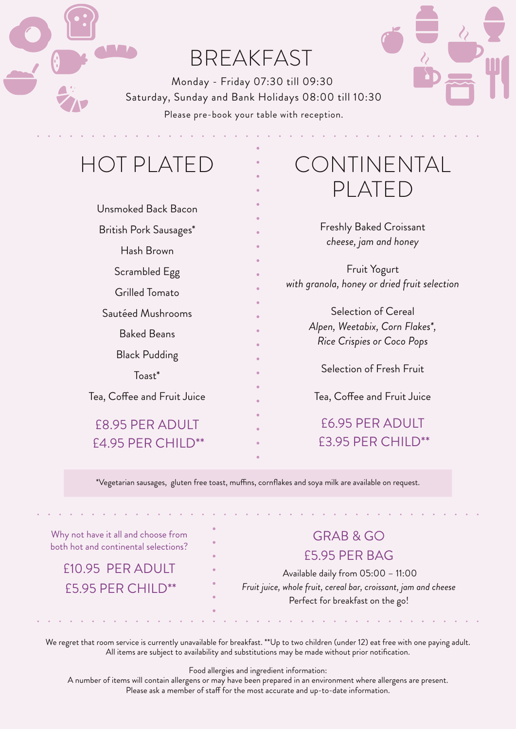# BREAKFAST

Monday - Friday 07:30 till 09:30

Saturday, Sunday and Bank Holidays 08:00 till 10:30

Please pre-book your table with reception.

## HOT PLATED

Unsmoked Back Bacon

British Pork Sausages*

Hash Brown

Scrambled Egg

Grilled Tomato

Sautéed Mushrooms

Baked Beans

Black Pudding

Toast*

Tea, Coffee and Fruit Juice

£8.95 PER ADULT

£4.95 PER CHILD**

## CONTINENTAL PLATED

Freshly Baked Croissant
*cheese, jam and honey*

Fruit Yogurt
*with granola, honey or dried fruit selection*

Selection of Cereal
*Alpen, Weetabix, Corn Flakes*, Rice Crispies or Coco Pops*

Selection of Fresh Fruit

Tea, Coffee and Fruit Juice

£6.95 PER ADULT

£3.95 PER CHILD**

*Vegetarian sausages, gluten free toast, muffins, cornflakes and soya milk are available on request.

Why not have it all and choose from both hot and continental selections?

£10.95 PER ADULT

£5.95 PER CHILD**

## GRAB & GO

£5.95 PER BAG

Available daily from 05:00 – 11:00

*Fruit juice, whole fruit, cereal bar, croissant, jam and cheese*

Perfect for breakfast on the go!

We regret that room service is currently unavailable for breakfast. **Up to two children (under 12) eat free with one paying adult. All items are subject to availability and substitutions may be made without prior notification.

Food allergies and ingredient information:
A number of items will contain allergens or may have been prepared in an environment where allergens are present. Please ask a member of staff for the most accurate and up-to-date information.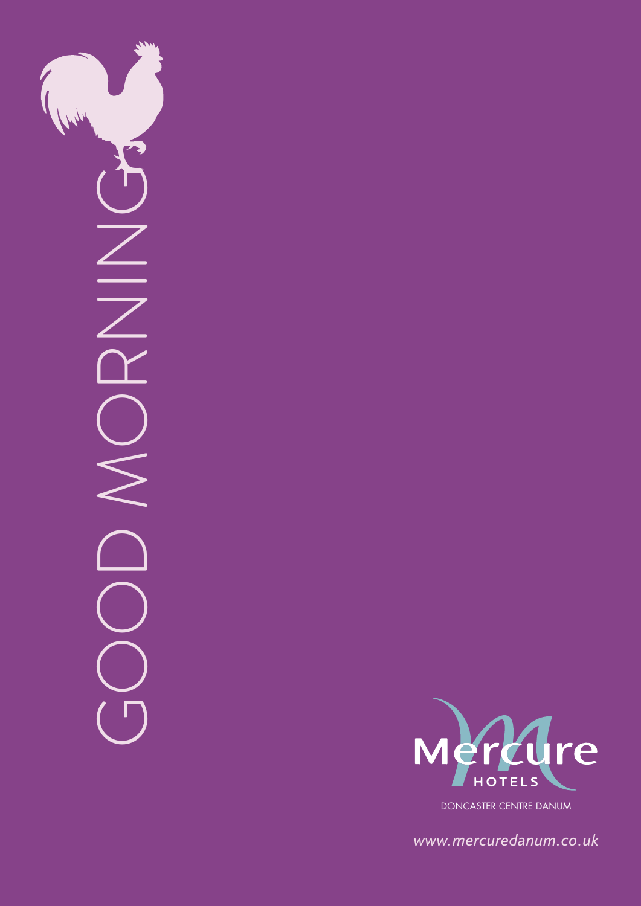# GOOD MORNING

Mercure HOTELS

DONCASTER CENTRE DANUM

*www.mercuredanum.co.uk*